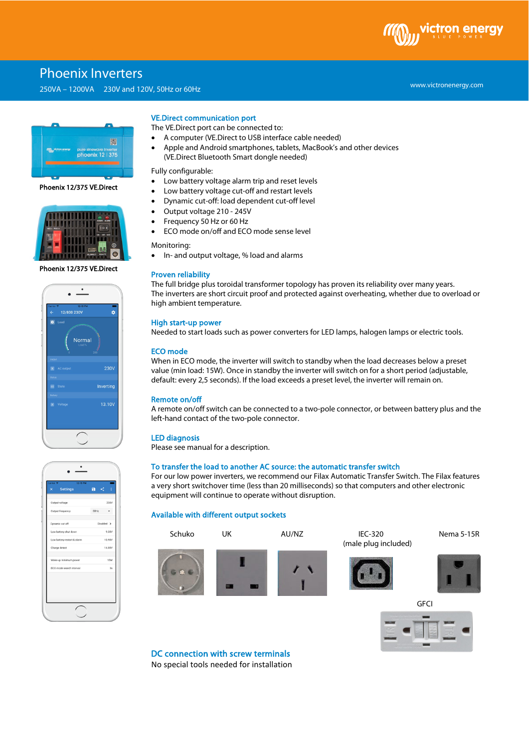# Phoenix Inverters

250VA – 1200VA 230V and 120V, 50Hz or 60Hz

www.victronenergy.com

Phoenix 12/375 VE.Direct

Phoenix 12/375 VE.Direct

## VE.Direct communication port

The VE.Direct port can be connected to:

- A computer (VE.Direct to USB interface cable needed)
- Apple and Android smartphones, tablets, MacBook's and other devices (VE.Direct Bluetooth Smart dongle needed)

Fully configurable:

- Low battery voltage alarm trip and reset levels
- Low battery voltage cut-off and restart levels
- Dynamic cut-off: load dependent cut-off level
- Output voltage 210 - 245V
- Frequency 50 Hz or 60 Hz
- ECO mode on/off and ECO mode sense level

Monitoring:

- In- and output voltage, % load and alarms

## Proven reliability

The full bridge plus toroidal transformer topology has proven its reliability over many years.
The inverters are short circuit proof and protected against overheating, whether due to overload or high ambient temperature.

## High start-up power

Needed to start loads such as power converters for LED lamps, halogen lamps or electric tools.

## ECO mode

When in ECO mode, the inverter will switch to standby when the load decreases below a preset value (min load: 15W). Once in standby the inverter will switch on for a short period (adjustable, default: every 2,5 seconds). If the load exceeds a preset level, the inverter will remain on.

## Remote on/off

A remote on/off switch can be connected to a two-pole connector, or between battery plus and the left-hand contact of the two-pole connector.

## LED diagnosis

Please see manual for a description.

## To transfer the load to another AC source: the automatic transfer switch

For our low power inverters, we recommend our Filax Automatic Transfer Switch. The Filax features a very short switchover time (less than 20 milliseconds) so that computers and other electronic equipment will continue to operate without disruption.

## Available with different output sockets

Schuko | UK | AU/NZ | IEC-320 (male plug included) | Nema 5-15R | GFCI

## DC connection with screw terminals

No special tools needed for installation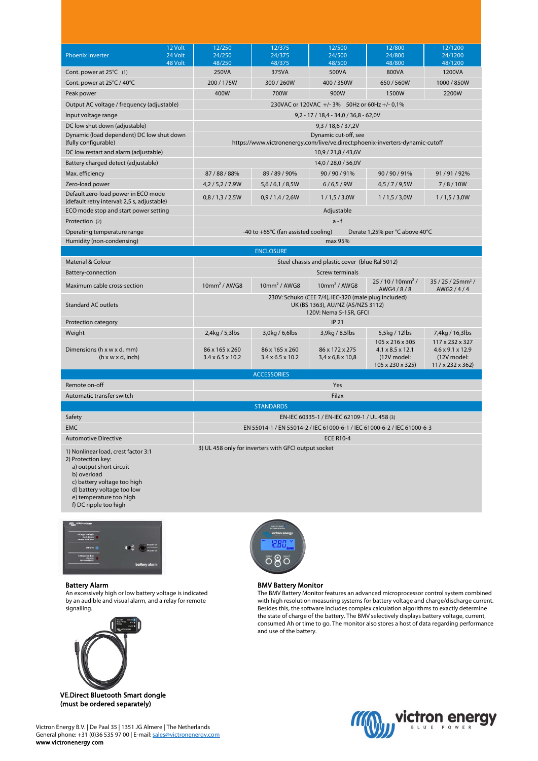| Phoenix Inverter 12 Volt / 24 Volt / 48 Volt | 12/250 24/250 48/250 | 12/375 24/375 48/375 | 12/500 24/500 48/500 | 12/800 24/800 48/800 | 12/1200 24/1200 48/1200 |
|---|---|---|---|---|---|
| Cont. power at 25°C (1) | 250VA | 375VA | 500VA | 800VA | 1200VA |
| Cont. power at 25°C / 40°C | 200 / 175W | 300 / 260W | 400 / 350W | 650 / 560W | 1000 / 850W |
| Peak power | 400W | 700W | 900W | 1500W | 2200W |
| Output AC voltage / frequency (adjustable) | 230VAC or 120VAC +/- 3% 50Hz or 60Hz +/- 0,1% | | | | |
| Input voltage range | 9,2 - 17 / 18,4 - 34,0 / 36,8 - 62,0V | | | | |
| DC low shut down (adjustable) | 9,3 / 18,6 / 37,2V | | | | |
| Dynamic (load dependent) DC low shut down (fully configurable) | Dynamic cut-off, see https://www.victronenergy.com/live/ve.direct:phoenix-inverters-dynamic-cutoff | | | | |
| DC low restart and alarm (adjustable) | 10,9 / 21,8 / 43,6V | | | | |
| Battery charged detect (adjustable) | 14,0 / 28,0 / 56,0V | | | | |
| Max. efficiency | 87 / 88 / 88% | 89 / 89 / 90% | 90 / 90 / 91% | 90 / 90 / 91% | 91 / 91 / 92% |
| Zero-load power | 4,2 / 5,2 / 7,9W | 5,6 / 6,1 / 8,5W | 6 / 6,5 / 9W | 6,5 / 7 / 9,5W | 7 / 8 / 10W |
| Default zero-load power in ECO mode (default retry interval: 2,5 s, adjustable) | 0,8 / 1,3 / 2,5W | 0,9 / 1,4 / 2,6W | 1 / 1,5 / 3,0W | 1 / 1,5 / 3,0W | 1 / 1,5 / 3,0W |
| ECO mode stop and start power setting | Adjustable | | | | |
| Protection (2) | a - f | | | | |
| Operating temperature range | -40 to +65°C (fan assisted cooling) Derate 1,25% per °C above 40°C | | | | |
| Humidity (non-condensing) | max 95% | | | | |
| **ENCLOSURE** | | | | | |
| Material & Colour | Steel chassis and plastic cover (blue Ral 5012) | | | | |
| Battery-connection | Screw terminals | | | | |
| Maximum cable cross-section | 10mm² / AWG8 | 10mm² / AWG8 | 10mm² / AWG8 | 25 / 10 / 10mm² / AWG4 / 8 / 8 | 35 / 25 / 25mm² / AWG2 / 4 / 4 |
| Standard AC outlets | 230V: Schuko (CEE 7/4), IEC-320 (male plug included) UK (BS 1363), AU/NZ (AS/NZS 3112) 120V: Nema 5-15R, GFCI | | | | |
| Protection category | IP 21 | | | | |
| Weight | 2,4kg / 5,3lbs | 3,0kg / 6,6lbs | 3,9kg / 8.5lbs | 5,5kg / 12lbs | 7,4kg / 16,3lbs |
| Dimensions (h x w x d, mm) (h x w x d, inch) | 86 x 165 x 260 3.4 x 6.5 x 10.2 | 86 x 165 x 260 3.4 x 6.5 x 10.2 | 86 x 172 x 275 3,4 x 6,8 x 10,8 | 105 x 216 x 305 4.1 x 8.5 x 12.1 (12V model: 105 x 230 x 325) | 117 x 232 x 327 4.6 x 9.1 x 12.9 (12V model: 117 x 232 x 362) |
| **ACCESSORIES** | | | | | |
| Remote on-off | Yes | | | | |
| Automatic transfer switch | Filax | | | | |
| **STANDARDS** | | | | | |
| Safety | EN-IEC 60335-1 / EN-IEC 62109-1 / UL 458 (3) | | | | |
| EMC | EN 55014-1 / EN 55014-2 / IEC 61000-6-1 / IEC 61000-6-2 / IEC 61000-6-3 | | | | |
| Automotive Directive | ECE R10-4 | | | | |

1) Nonlinear load, crest factor 3:1
2) Protection key:
 a) output short circuit
 b) overload
 c) battery voltage too high
 d) battery voltage too low
 e) temperature too high
 f) DC ripple too high

3) UL 458 only for inverters with GFCI output socket

**Battery Alarm**
An excessively high or low battery voltage is indicated by an audible and visual alarm, and a relay for remote signalling.

**BMV Battery Monitor**
The BMV Battery Monitor features an advanced microprocessor control system combined with high resolution measuring systems for battery voltage and charge/discharge current. Besides this, the software includes complex calculation algorithms to exactly determine the state of charge of the battery. The BMV selectively displays battery voltage, current, consumed Ah or time to go. The monitor also stores a host of data regarding performance and use of the battery.

**VE.Direct Bluetooth Smart dongle (must be ordered separately)**

Victron Energy B.V. | De Paal 35 | 1351 JG Almere | The Netherlands
General phone: +31 (0)36 535 97 00 | E-mail: sales@victronenergy.com
**www.victronenergy.com**